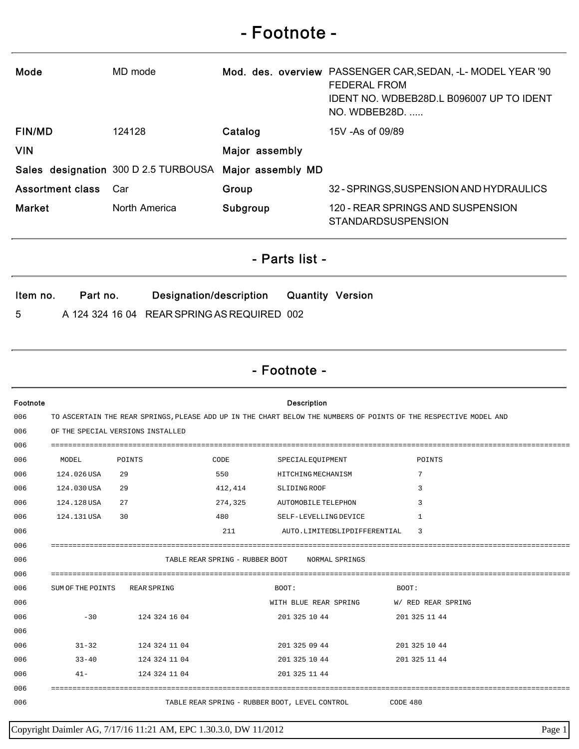# - Footnote -

| | | | |
|---|---|---|---|
| **Mode** | MD mode | **Mod. des. overview** | PASSENGER CAR,SEDAN, -L- MODEL YEAR '90 FEDERAL FROM IDENT NO. WDBEB28D.L B096007 UP TO IDENT NO. WDBEB28D. ..... |
| **FIN/MD** | 124128 | **Catalog** | 15V -As of 09/89 |
| **VIN** | | **Major assembly** | |
| **Sales designation** | 300 D 2.5 TURBOUSA | **Major assembly MD** | |
| **Assortment class** | Car | **Group** | 32 - SPRINGS,SUSPENSION AND HYDRAULICS |
| **Market** | North America | **Subgroup** | 120 - REAR SPRINGS AND SUSPENSION STANDARDSUSPENSION |

## - Parts list -

| Item no. | Part no. | Designation/description | Quantity | Version |
|---|---|---|---|---|
| 5 | A 124 324 16 04 | REAR SPRING AS REQUIRED | 002 | |

## - Footnote -

| Footnote | Description |
|---|---|
| 006 | TO ASCERTAIN THE REAR SPRINGS,PLEASE ADD UP IN THE CHART BELOW THE NUMBERS OF POINTS OF THE RESPECTIVE MODEL AND |
| 006 | OF THE SPECIAL VERSIONS INSTALLED |
| 006 | ======================================================================================================== |
| 006 | MODEL POINTS CODE SPECIAL EQUIPMENT POINTS |
| 006 | 124.026 USA 29 550 HITCHING MECHANISM 7 |
| 006 | 124.030 USA 29 412,414 SLIDING ROOF 3 |
| 006 | 124.128 USA 27 274,325 AUTOMOBILE TELEPHON 3 |
| 006 | 124.131 USA 30 480 SELF-LEVELLING DEVICE 1 |
| 006 | 211 AUTO.LIMITEDSLIPDIFFERENTIAL 3 |
| 006 | ======================================================================================================== |
| 006 | TABLE REAR SPRING - RUBBER BOOT NORMAL SPRINGS |
| 006 | ======================================================================================================== |
| 006 | SUM OF THE POINTS REAR SPRING BOOT: BOOT: |
| 006 | WITH BLUE REAR SPRING W/ RED REAR SPRING |
| 006 | -30 124 324 16 04 201 325 10 44 201 325 11 44 |
| 006 | |
| 006 | 31-32 124 324 11 04 201 325 09 44 201 325 10 44 |
| 006 | 33-40 124 324 11 04 201 325 10 44 201 325 11 44 |
| 006 | 41- 124 324 11 04 201 325 11 44 |
| 006 | ======================================================================================================== |
| 006 | TABLE REAR SPRING - RUBBER BOOT, LEVEL CONTROL CODE 480 |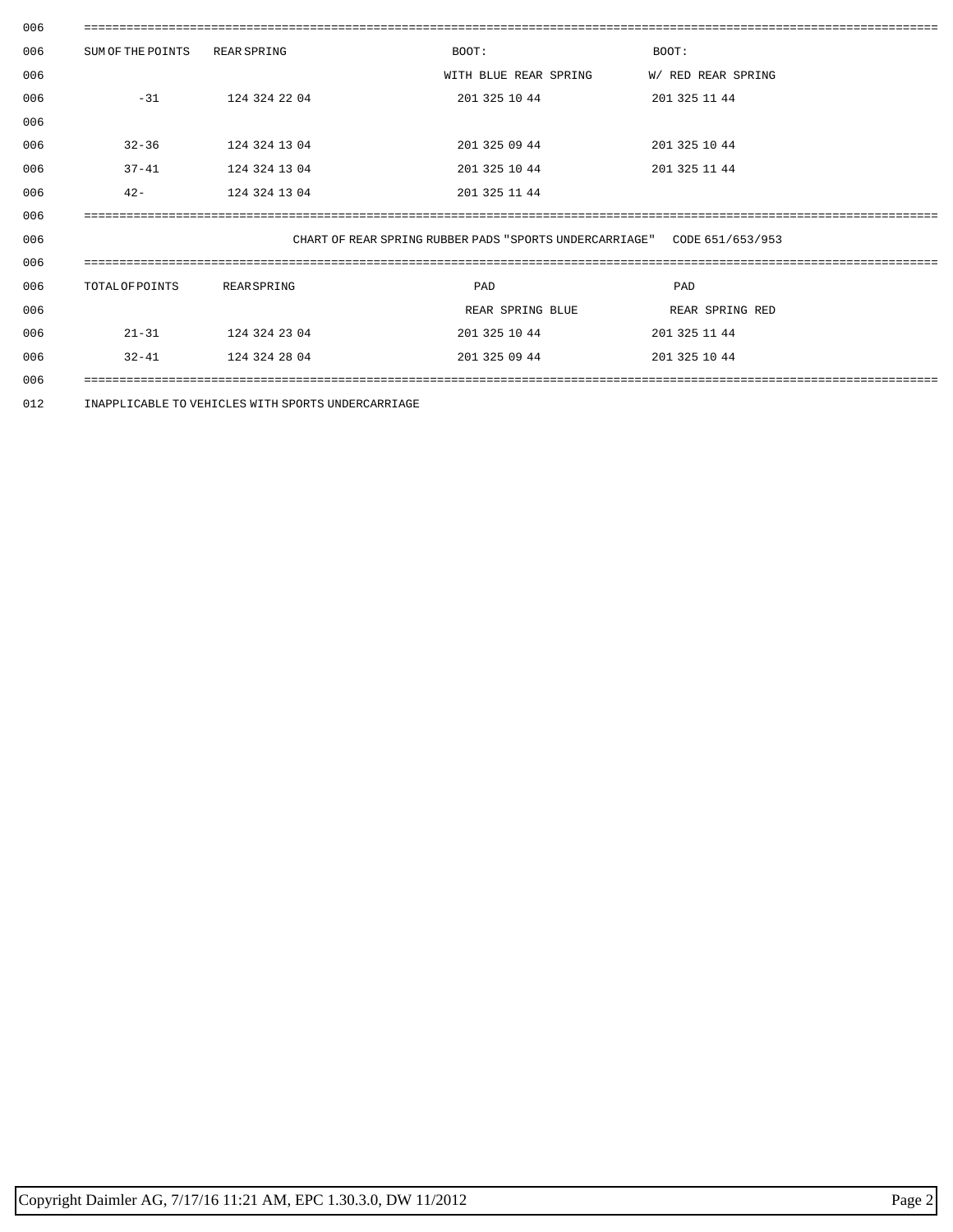| | SUM OF THE POINTS | REAR SPRING | BOOT: WITH BLUE REAR SPRING | BOOT: W/ RED REAR SPRING |
|---|---|---|---|---|
| 006 | -31 | 124 324 22 04 | 201 325 10 44 | 201 325 11 44 |
| 006 | 32-36 | 124 324 13 04 | 201 325 09 44 | 201 325 10 44 |
| 006 | 37-41 | 124 324 13 04 | 201 325 10 44 | 201 325 11 44 |
| 006 | 42- | 124 324 13 04 | 201 325 11 44 | |

006 CHART OF REAR SPRING RUBBER PADS "SPORTS UNDERCARRIAGE" CODE 651/653/953

| | TOTAL OF POINTS | REAR SPRING | PAD REAR SPRING BLUE | PAD REAR SPRING RED |
|---|---|---|---|---|
| 006 | 21-31 | 124 324 23 04 | 201 325 10 44 | 201 325 11 44 |
| 006 | 32-41 | 124 324 28 04 | 201 325 09 44 | 201 325 10 44 |

012 INAPPLICABLE TO VEHICLES WITH SPORTS UNDERCARRIAGE